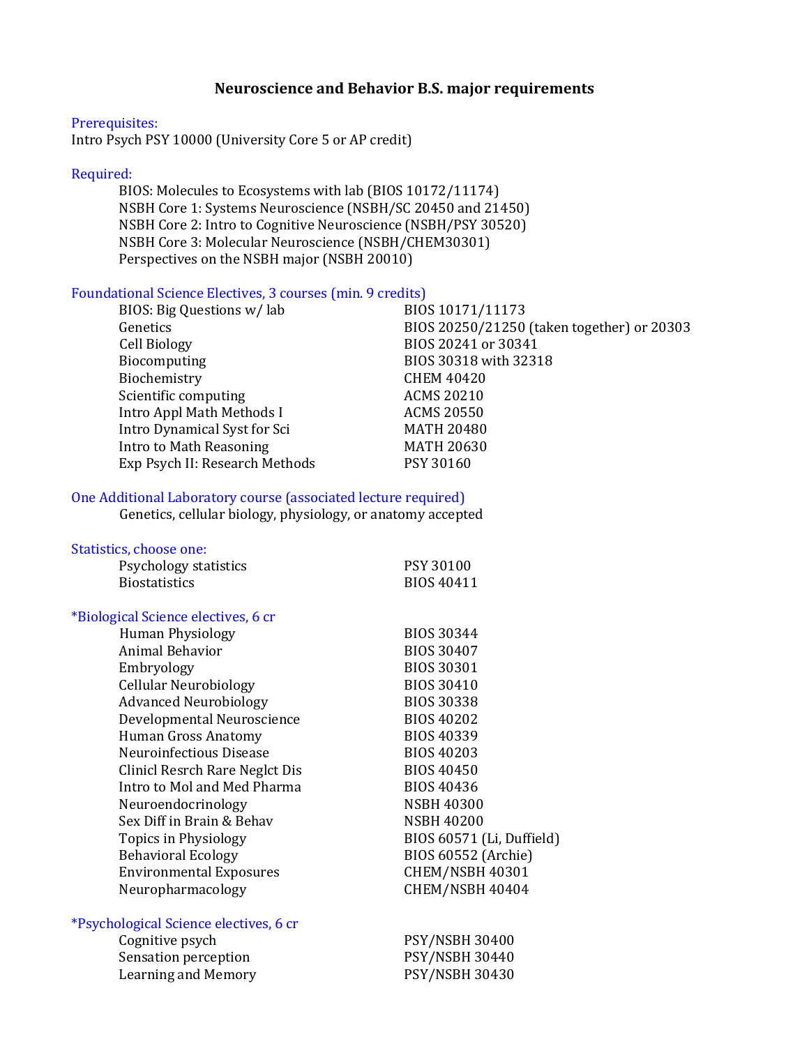# Neuroscience and Behavior B.S. major requirements

## Prerequisites:

Intro Psych PSY 10000 (University Core 5 or AP credit)

## Required:

- BIOS: Molecules to Ecosystems with lab (BIOS 10172/11174)
- NSBH Core 1: Systems Neuroscience (NSBH/SC 20450 and 21450)
- NSBH Core 2: Intro to Cognitive Neuroscience (NSBH/PSY 30520)
- NSBH Core 3: Molecular Neuroscience (NSBH/CHEM30301)
- Perspectives on the NSBH major (NSBH 20010)

## Foundational Science Electives, 3 courses (min. 9 credits)

| | |
|---|---|
| BIOS: Big Questions w/ lab | BIOS 10171/11173 |
| Genetics | BIOS 20250/21250 (taken together) or 20303 |
| Cell Biology | BIOS 20241 or 30341 |
| Biocomputing | BIOS 30318 with 32318 |
| Biochemistry | CHEM 40420 |
| Scientific computing | ACMS 20210 |
| Intro Appl Math Methods I | ACMS 20550 |
| Intro Dynamical Syst for Sci | MATH 20480 |
| Intro to Math Reasoning | MATH 20630 |
| Exp Psych II: Research Methods | PSY 30160 |

## One Additional Laboratory course (associated lecture required)

Genetics, cellular biology, physiology, or anatomy accepted

## Statistics, choose one:

| | |
|---|---|
| Psychology statistics | PSY 30100 |
| Biostatistics | BIOS 40411 |

## *Biological Science electives, 6 cr

| | |
|---|---|
| Human Physiology | BIOS 30344 |
| Animal Behavior | BIOS 30407 |
| Embryology | BIOS 30301 |
| Cellular Neurobiology | BIOS 30410 |
| Advanced Neurobiology | BIOS 30338 |
| Developmental Neuroscience | BIOS 40202 |
| Human Gross Anatomy | BIOS 40339 |
| Neuroinfectious Disease | BIOS 40203 |
| Clinicl Resrch Rare Neglct Dis | BIOS 40450 |
| Intro to Mol and Med Pharma | BIOS 40436 |
| Neuroendocrinology | NSBH 40300 |
| Sex Diff in Brain & Behav | NSBH 40200 |
| Topics in Physiology | BIOS 60571 (Li, Duffield) |
| Behavioral Ecology | BIOS 60552 (Archie) |
| Environmental Exposures | CHEM/NSBH 40301 |
| Neuropharmacology | CHEM/NSBH 40404 |

## *Psychological Science electives, 6 cr

| | |
|---|---|
| Cognitive psych | PSY/NSBH 30400 |
| Sensation perception | PSY/NSBH 30440 |
| Learning and Memory | PSY/NSBH 30430 |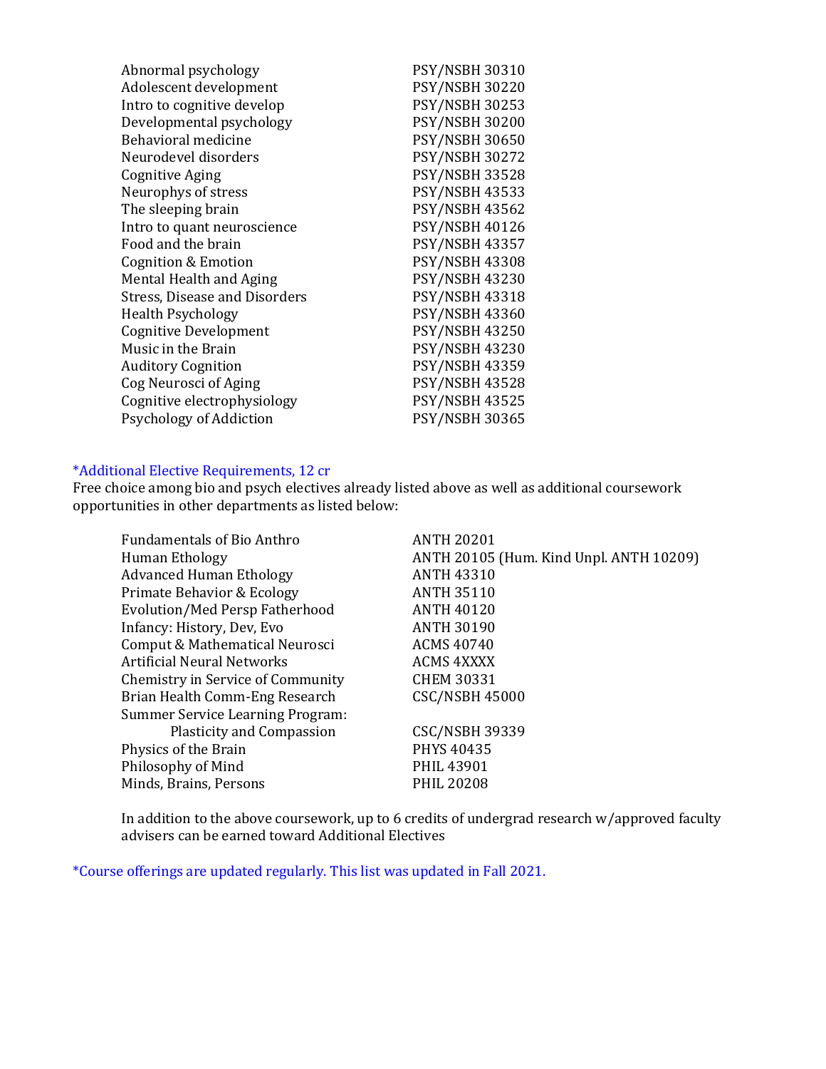| | |
|---|---|
| Abnormal psychology | PSY/NSBH 30310 |
| Adolescent development | PSY/NSBH 30220 |
| Intro to cognitive develop | PSY/NSBH 30253 |
| Developmental psychology | PSY/NSBH 30200 |
| Behavioral medicine | PSY/NSBH 30650 |
| Neurodevel disorders | PSY/NSBH 30272 |
| Cognitive Aging | PSY/NSBH 33528 |
| Neurophys of stress | PSY/NSBH 43533 |
| The sleeping brain | PSY/NSBH 43562 |
| Intro to quant neuroscience | PSY/NSBH 40126 |
| Food and the brain | PSY/NSBH 43357 |
| Cognition & Emotion | PSY/NSBH 43308 |
| Mental Health and Aging | PSY/NSBH 43230 |
| Stress, Disease and Disorders | PSY/NSBH 43318 |
| Health Psychology | PSY/NSBH 43360 |
| Cognitive Development | PSY/NSBH 43250 |
| Music in the Brain | PSY/NSBH 43230 |
| Auditory Cognition | PSY/NSBH 43359 |
| Cog Neurosci of Aging | PSY/NSBH 43528 |
| Cognitive electrophysiology | PSY/NSBH 43525 |
| Psychology of Addiction | PSY/NSBH 30365 |

*Additional Elective Requirements, 12 cr

Free choice among bio and psych electives already listed above as well as additional coursework opportunities in other departments as listed below:

| | |
|---|---|
| Fundamentals of Bio Anthro | ANTH 20201 |
| Human Ethology | ANTH 20105 (Hum. Kind Unpl. ANTH 10209) |
| Advanced Human Ethology | ANTH 43310 |
| Primate Behavior & Ecology | ANTH 35110 |
| Evolution/Med Persp Fatherhood | ANTH 40120 |
| Infancy: History, Dev, Evo | ANTH 30190 |
| Comput & Mathematical Neurosci | ACMS 40740 |
| Artificial Neural Networks | ACMS 4XXXX |
| Chemistry in Service of Community | CHEM 30331 |
| Brian Health Comm-Eng Research | CSC/NSBH 45000 |
| Summer Service Learning Program: Plasticity and Compassion | CSC/NSBH 39339 |
| Physics of the Brain | PHYS 40435 |
| Philosophy of Mind | PHIL 43901 |
| Minds, Brains, Persons | PHIL 20208 |

In addition to the above coursework, up to 6 credits of undergrad research w/approved faculty advisers can be earned toward Additional Electives

*Course offerings are updated regularly. This list was updated in Fall 2021.